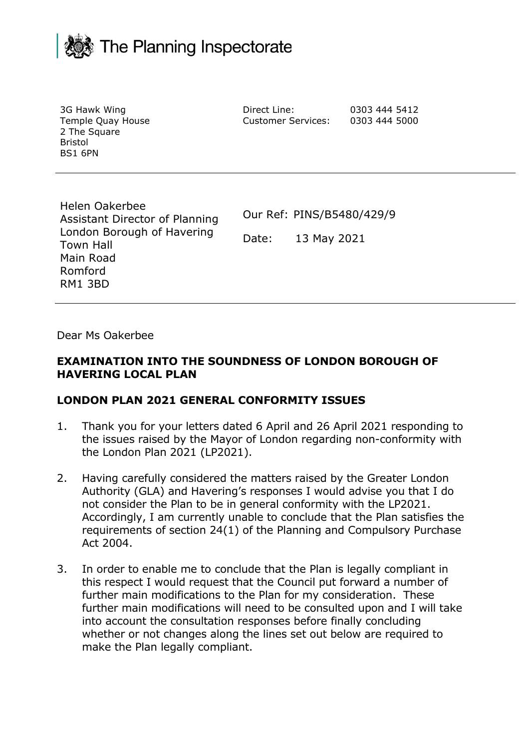The Planning Inspectorate

3G Hawk Wing
Temple Quay House
2 The Square
Bristol
BS1 6PN

Direct Line: 0303 444 5412
Customer Services: 0303 444 5000

---

Helen Oakerbee
Assistant Director of Planning
London Borough of Havering
Town Hall
Main Road
Romford
RM1 3BD

Our Ref: PINS/B5480/429/9

Date: 13 May 2021

---

Dear Ms Oakerbee

**EXAMINATION INTO THE SOUNDNESS OF LONDON BOROUGH OF HAVERING LOCAL PLAN**

**LONDON PLAN 2021 GENERAL CONFORMITY ISSUES**

1. Thank you for your letters dated 6 April and 26 April 2021 responding to the issues raised by the Mayor of London regarding non-conformity with the London Plan 2021 (LP2021).

2. Having carefully considered the matters raised by the Greater London Authority (GLA) and Havering's responses I would advise you that I do not consider the Plan to be in general conformity with the LP2021. Accordingly, I am currently unable to conclude that the Plan satisfies the requirements of section 24(1) of the Planning and Compulsory Purchase Act 2004.

3. In order to enable me to conclude that the Plan is legally compliant in this respect I would request that the Council put forward a number of further main modifications to the Plan for my consideration. These further main modifications will need to be consulted upon and I will take into account the consultation responses before finally concluding whether or not changes along the lines set out below are required to make the Plan legally compliant.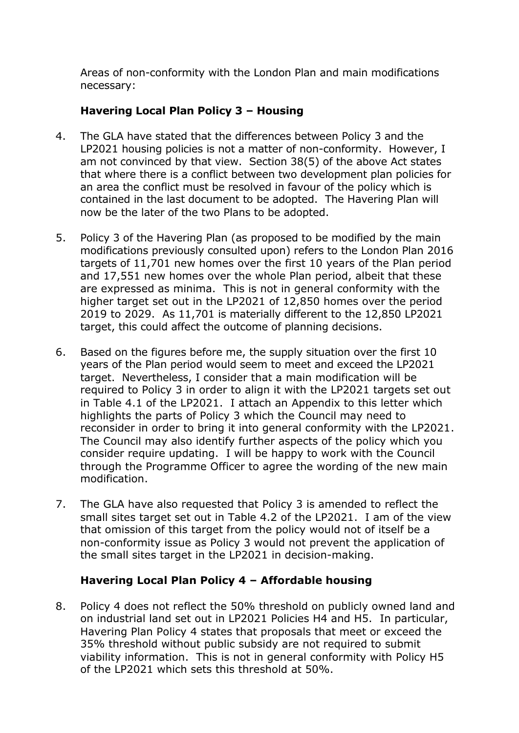Areas of non-conformity with the London Plan and main modifications necessary:

### Havering Local Plan Policy 3 – Housing

4. The GLA have stated that the differences between Policy 3 and the LP2021 housing policies is not a matter of non-conformity. However, I am not convinced by that view. Section 38(5) of the above Act states that where there is a conflict between two development plan policies for an area the conflict must be resolved in favour of the policy which is contained in the last document to be adopted. The Havering Plan will now be the later of the two Plans to be adopted.

5. Policy 3 of the Havering Plan (as proposed to be modified by the main modifications previously consulted upon) refers to the London Plan 2016 targets of 11,701 new homes over the first 10 years of the Plan period and 17,551 new homes over the whole Plan period, albeit that these are expressed as minima. This is not in general conformity with the higher target set out in the LP2021 of 12,850 homes over the period 2019 to 2029. As 11,701 is materially different to the 12,850 LP2021 target, this could affect the outcome of planning decisions.

6. Based on the figures before me, the supply situation over the first 10 years of the Plan period would seem to meet and exceed the LP2021 target. Nevertheless, I consider that a main modification will be required to Policy 3 in order to align it with the LP2021 targets set out in Table 4.1 of the LP2021. I attach an Appendix to this letter which highlights the parts of Policy 3 which the Council may need to reconsider in order to bring it into general conformity with the LP2021. The Council may also identify further aspects of the policy which you consider require updating. I will be happy to work with the Council through the Programme Officer to agree the wording of the new main modification.

7. The GLA have also requested that Policy 3 is amended to reflect the small sites target set out in Table 4.2 of the LP2021. I am of the view that omission of this target from the policy would not of itself be a non-conformity issue as Policy 3 would not prevent the application of the small sites target in the LP2021 in decision-making.

### Havering Local Plan Policy 4 – Affordable housing

8. Policy 4 does not reflect the 50% threshold on publicly owned land and on industrial land set out in LP2021 Policies H4 and H5. In particular, Havering Plan Policy 4 states that proposals that meet or exceed the 35% threshold without public subsidy are not required to submit viability information. This is not in general conformity with Policy H5 of the LP2021 which sets this threshold at 50%.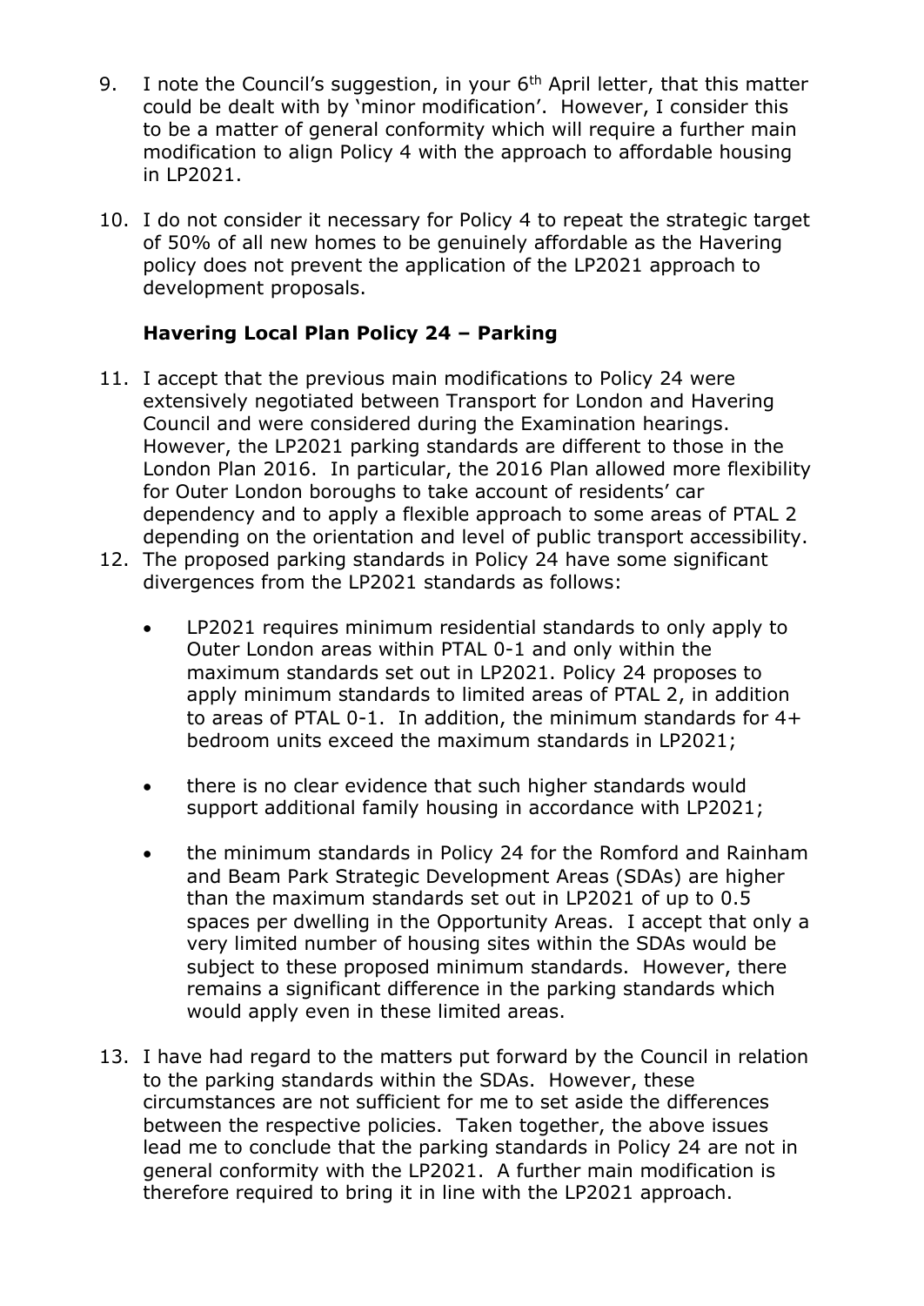9. I note the Council's suggestion, in your 6th April letter, that this matter could be dealt with by 'minor modification'. However, I consider this to be a matter of general conformity which will require a further main modification to align Policy 4 with the approach to affordable housing in LP2021.

10. I do not consider it necessary for Policy 4 to repeat the strategic target of 50% of all new homes to be genuinely affordable as the Havering policy does not prevent the application of the LP2021 approach to development proposals.

### Havering Local Plan Policy 24 – Parking

11. I accept that the previous main modifications to Policy 24 were extensively negotiated between Transport for London and Havering Council and were considered during the Examination hearings. However, the LP2021 parking standards are different to those in the London Plan 2016. In particular, the 2016 Plan allowed more flexibility for Outer London boroughs to take account of residents' car dependency and to apply a flexible approach to some areas of PTAL 2 depending on the orientation and level of public transport accessibility.

12. The proposed parking standards in Policy 24 have some significant divergences from the LP2021 standards as follows:

    - LP2021 requires minimum residential standards to only apply to Outer London areas within PTAL 0-1 and only within the maximum standards set out in LP2021. Policy 24 proposes to apply minimum standards to limited areas of PTAL 2, in addition to areas of PTAL 0-1. In addition, the minimum standards for 4+ bedroom units exceed the maximum standards in LP2021;

    - there is no clear evidence that such higher standards would support additional family housing in accordance with LP2021;

    - the minimum standards in Policy 24 for the Romford and Rainham and Beam Park Strategic Development Areas (SDAs) are higher than the maximum standards set out in LP2021 of up to 0.5 spaces per dwelling in the Opportunity Areas. I accept that only a very limited number of housing sites within the SDAs would be subject to these proposed minimum standards. However, there remains a significant difference in the parking standards which would apply even in these limited areas.

13. I have had regard to the matters put forward by the Council in relation to the parking standards within the SDAs. However, these circumstances are not sufficient for me to set aside the differences between the respective policies. Taken together, the above issues lead me to conclude that the parking standards in Policy 24 are not in general conformity with the LP2021. A further main modification is therefore required to bring it in line with the LP2021 approach.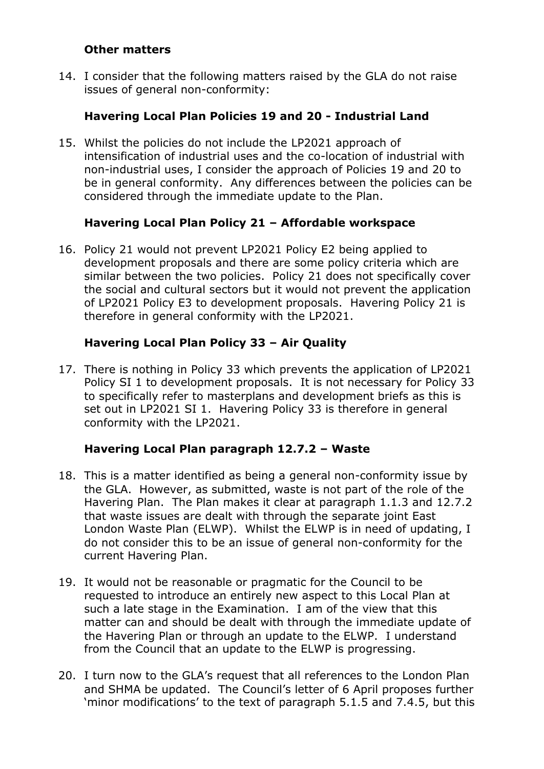### Other matters

14. I consider that the following matters raised by the GLA do not raise issues of general non-conformity:

### Havering Local Plan Policies 19 and 20 - Industrial Land

15. Whilst the policies do not include the LP2021 approach of intensification of industrial uses and the co-location of industrial with non-industrial uses, I consider the approach of Policies 19 and 20 to be in general conformity. Any differences between the policies can be considered through the immediate update to the Plan.

### Havering Local Plan Policy 21 – Affordable workspace

16. Policy 21 would not prevent LP2021 Policy E2 being applied to development proposals and there are some policy criteria which are similar between the two policies. Policy 21 does not specifically cover the social and cultural sectors but it would not prevent the application of LP2021 Policy E3 to development proposals. Havering Policy 21 is therefore in general conformity with the LP2021.

### Havering Local Plan Policy 33 – Air Quality

17. There is nothing in Policy 33 which prevents the application of LP2021 Policy SI 1 to development proposals. It is not necessary for Policy 33 to specifically refer to masterplans and development briefs as this is set out in LP2021 SI 1. Havering Policy 33 is therefore in general conformity with the LP2021.

### Havering Local Plan paragraph 12.7.2 – Waste

18. This is a matter identified as being a general non-conformity issue by the GLA. However, as submitted, waste is not part of the role of the Havering Plan. The Plan makes it clear at paragraph 1.1.3 and 12.7.2 that waste issues are dealt with through the separate joint East London Waste Plan (ELWP). Whilst the ELWP is in need of updating, I do not consider this to be an issue of general non-conformity for the current Havering Plan.

19. It would not be reasonable or pragmatic for the Council to be requested to introduce an entirely new aspect to this Local Plan at such a late stage in the Examination. I am of the view that this matter can and should be dealt with through the immediate update of the Havering Plan or through an update to the ELWP. I understand from the Council that an update to the ELWP is progressing.

20. I turn now to the GLA's request that all references to the London Plan and SHMA be updated. The Council's letter of 6 April proposes further 'minor modifications' to the text of paragraph 5.1.5 and 7.4.5, but this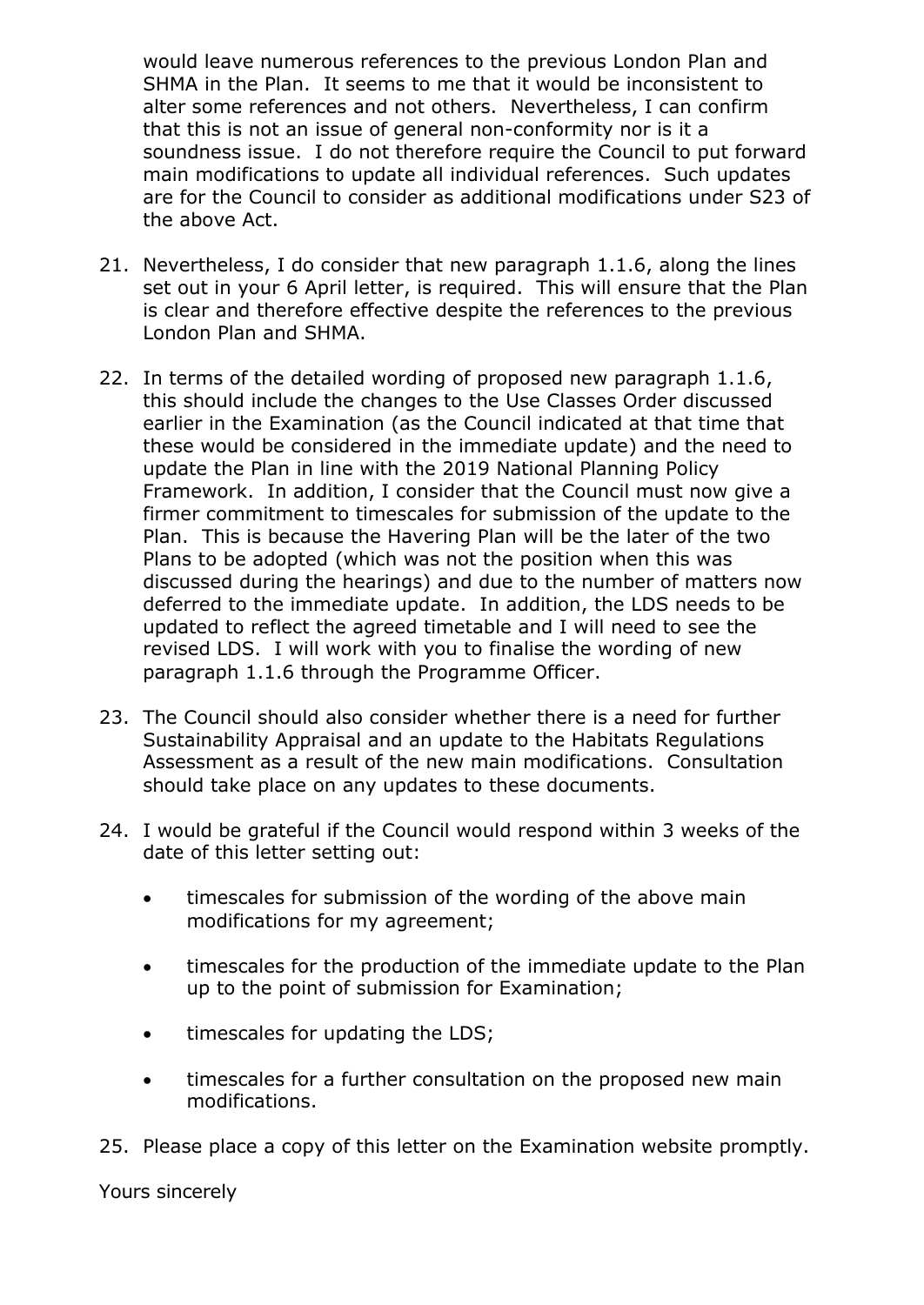would leave numerous references to the previous London Plan and SHMA in the Plan. It seems to me that it would be inconsistent to alter some references and not others. Nevertheless, I can confirm that this is not an issue of general non-conformity nor is it a soundness issue. I do not therefore require the Council to put forward main modifications to update all individual references. Such updates are for the Council to consider as additional modifications under S23 of the above Act.

21. Nevertheless, I do consider that new paragraph 1.1.6, along the lines set out in your 6 April letter, is required. This will ensure that the Plan is clear and therefore effective despite the references to the previous London Plan and SHMA.

22. In terms of the detailed wording of proposed new paragraph 1.1.6, this should include the changes to the Use Classes Order discussed earlier in the Examination (as the Council indicated at that time that these would be considered in the immediate update) and the need to update the Plan in line with the 2019 National Planning Policy Framework. In addition, I consider that the Council must now give a firmer commitment to timescales for submission of the update to the Plan. This is because the Havering Plan will be the later of the two Plans to be adopted (which was not the position when this was discussed during the hearings) and due to the number of matters now deferred to the immediate update. In addition, the LDS needs to be updated to reflect the agreed timetable and I will need to see the revised LDS. I will work with you to finalise the wording of new paragraph 1.1.6 through the Programme Officer.

23. The Council should also consider whether there is a need for further Sustainability Appraisal and an update to the Habitats Regulations Assessment as a result of the new main modifications. Consultation should take place on any updates to these documents.

24. I would be grateful if the Council would respond within 3 weeks of the date of this letter setting out:

    - timescales for submission of the wording of the above main modifications for my agreement;
    - timescales for the production of the immediate update to the Plan up to the point of submission for Examination;
    - timescales for updating the LDS;
    - timescales for a further consultation on the proposed new main modifications.

25. Please place a copy of this letter on the Examination website promptly.

Yours sincerely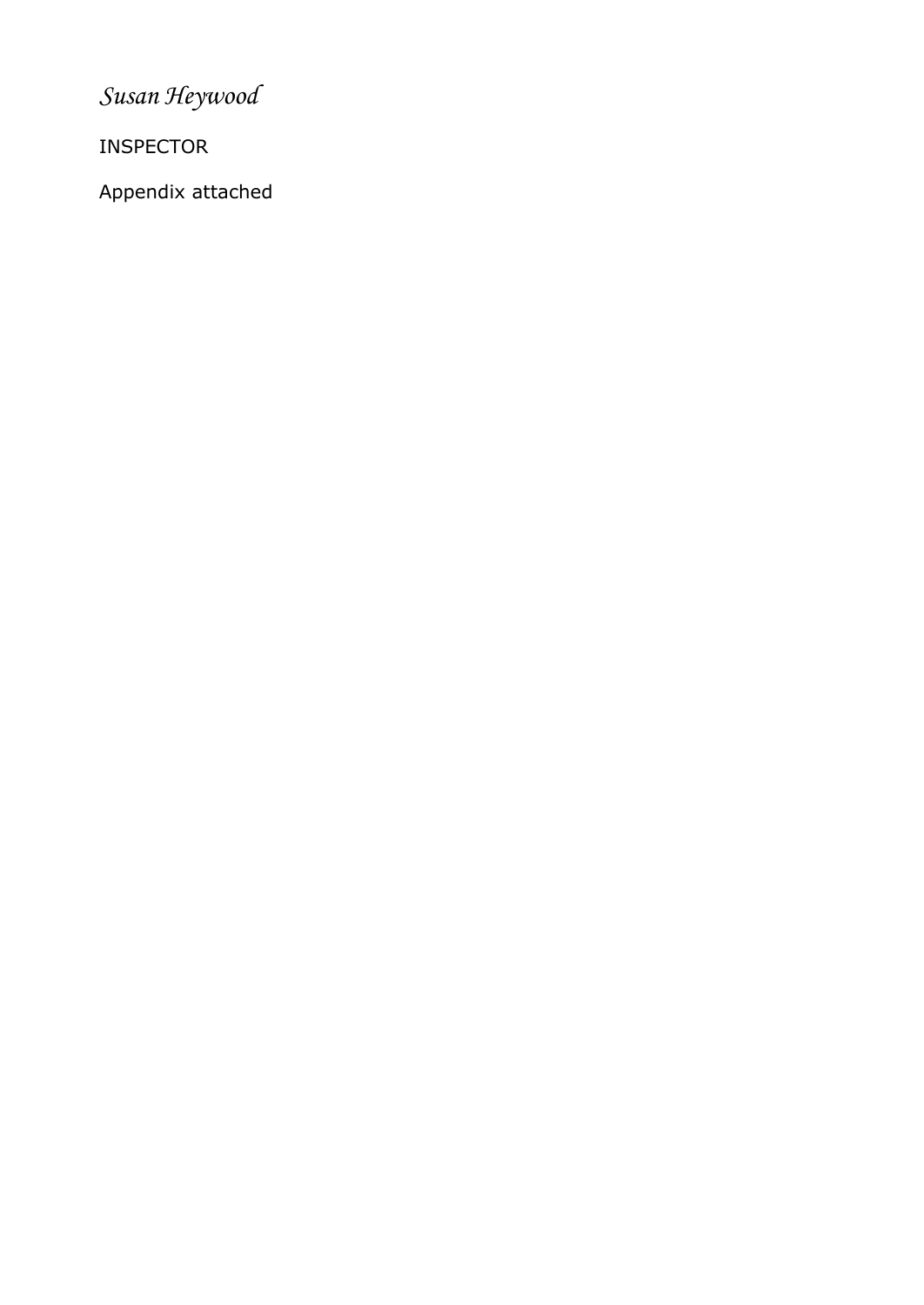*Susan Heywood*

INSPECTOR

Appendix attached